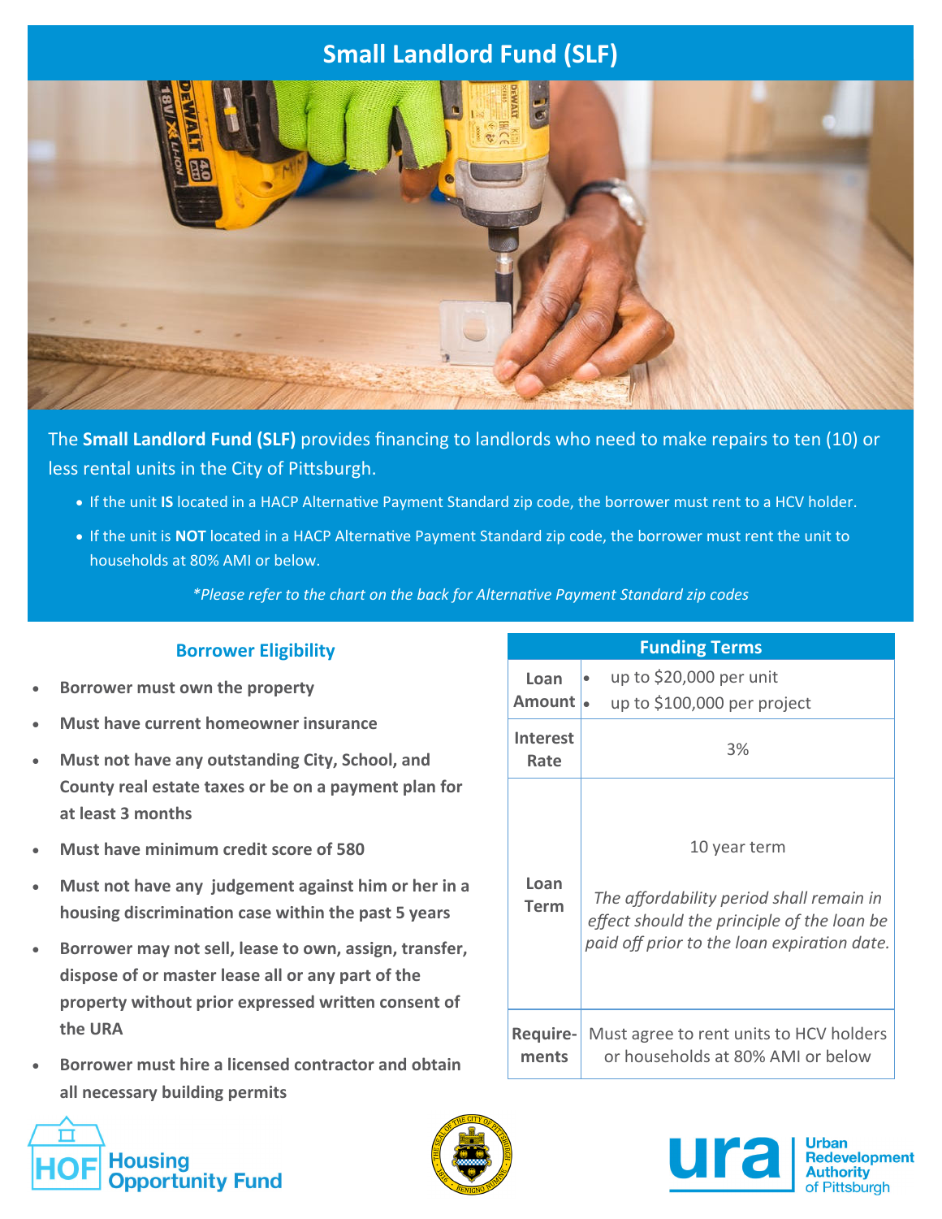# Small Landlord Fund (SLF)

The **Small Landlord Fund (SLF)** provides financing to landlords who need to make repairs to ten (10) or less rental units in the City of Pittsburgh.

- If the unit **IS** located in a HACP Alternative Payment Standard zip code, the borrower must rent to a HCV holder.
- If the unit is **NOT** located in a HACP Alternative Payment Standard zip code, the borrower must rent the unit to households at 80% AMI or below.

*\*Please refer to the chart on the back for Alternative Payment Standard zip codes*

## Borrower Eligibility

- **Borrower must own the property**
- **Must have current homeowner insurance**
- **Must not have any outstanding City, School, and County real estate taxes or be on a payment plan for at least 3 months**
- **Must have minimum credit score of 580**
- **Must not have any judgement against him or her in a housing discrimination case within the past 5 years**
- **Borrower may not sell, lease to own, assign, transfer, dispose of or master lease all or any part of the property without prior expressed written consent of the URA**
- **Borrower must hire a licensed contractor and obtain all necessary building permits**

## Funding Terms

| Funding Terms | |
|---|---|
| **Loan Amount** | • up to $20,000 per unit<br>• up to $100,000 per project |
| **Interest Rate** | 3% |
| **Loan Term** | 10 year term<br><br>*The affordability period shall remain in effect should the principle of the loan be paid off prior to the loan expiration date.* |
| **Requirements** | Must agree to rent units to HCV holders or households at 80% AMI or below |

HOF Housing Opportunity Fund

ura Urban Redevelopment Authority of Pittsburgh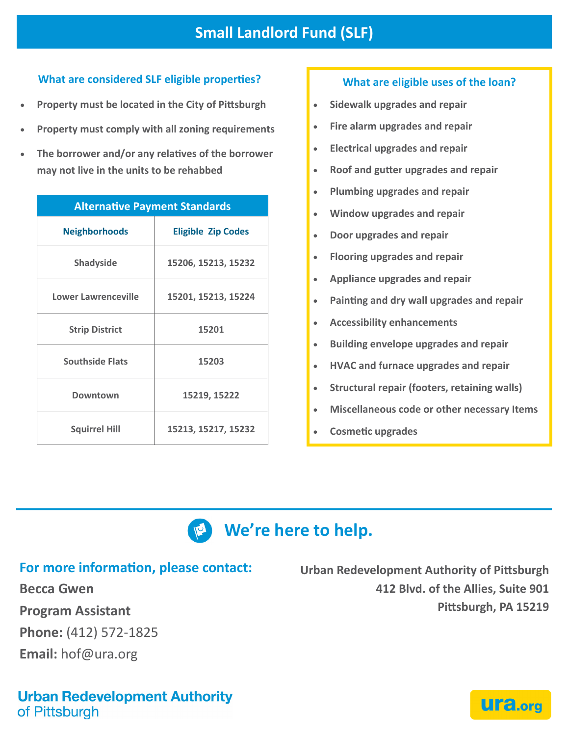# Small Landlord Fund (SLF)

### What are considered SLF eligible properties?

- Property must be located in the City of Pittsburgh
- Property must comply with all zoning requirements
- The borrower and/or any relatives of the borrower may not live in the units to be rehabbed

| Alternative Payment Standards | |
|---|---|
| **Neighborhoods** | **Eligible Zip Codes** |
| Shadyside | 15206, 15213, 15232 |
| Lower Lawrenceville | 15201, 15213, 15224 |
| Strip District | 15201 |
| Southside Flats | 15203 |
| Downtown | 15219, 15222 |
| Squirrel Hill | 15213, 15217, 15232 |

### What are eligible uses of the loan?

- Sidewalk upgrades and repair
- Fire alarm upgrades and repair
- Electrical upgrades and repair
- Roof and gutter upgrades and repair
- Plumbing upgrades and repair
- Window upgrades and repair
- Door upgrades and repair
- Flooring upgrades and repair
- Appliance upgrades and repair
- Painting and dry wall upgrades and repair
- Accessibility enhancements
- Building envelope upgrades and repair
- HVAC and furnace upgrades and repair
- Structural repair (footers, retaining walls)
- Miscellaneous code or other necessary Items
- Cosmetic upgrades

## We're here to help.

### For more information, please contact:

**Becca Gwen**
**Program Assistant**
**Phone:** (412) 572-1825
**Email:** hof@ura.org

**Urban Redevelopment Authority of Pittsburgh**
**412 Blvd. of the Allies, Suite 901**
**Pittsburgh, PA 15219**

Urban Redevelopment Authority of Pittsburgh

ura.org